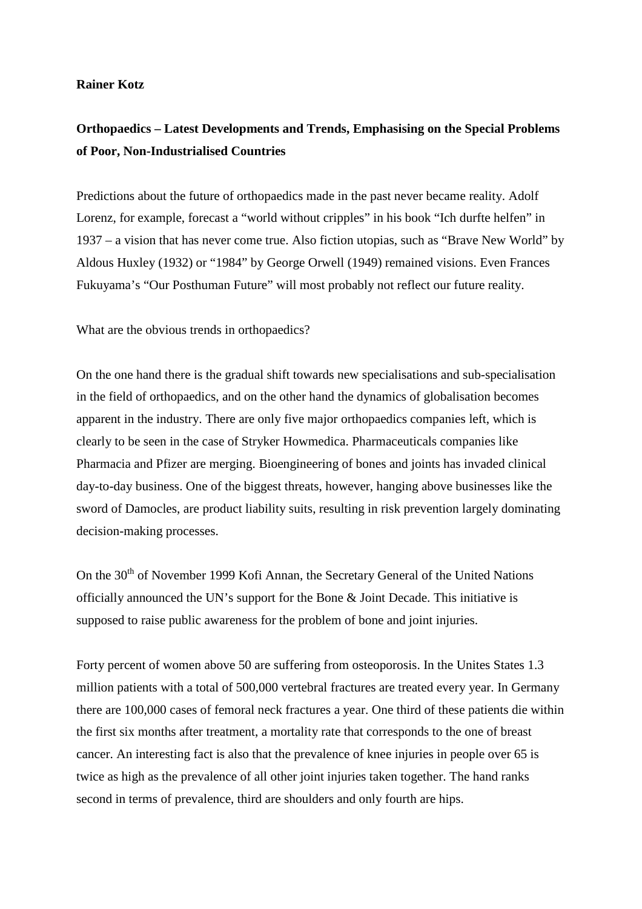**Rainer Kotz**

## Orthopaedics – Latest Developments and Trends, Emphasising on the Special Problems of Poor, Non-Industrialised Countries

Predictions about the future of orthopaedics made in the past never became reality. Adolf Lorenz, for example, forecast a "world without cripples" in his book "Ich durfte helfen" in 1937 – a vision that has never come true. Also fiction utopias, such as "Brave New World" by Aldous Huxley (1932) or "1984" by George Orwell (1949) remained visions. Even Frances Fukuyama's "Our Posthuman Future" will most probably not reflect our future reality.

What are the obvious trends in orthopaedics?

On the one hand there is the gradual shift towards new specialisations and sub-specialisation in the field of orthopaedics, and on the other hand the dynamics of globalisation becomes apparent in the industry. There are only five major orthopaedics companies left, which is clearly to be seen in the case of Stryker Howmedica. Pharmaceuticals companies like Pharmacia and Pfizer are merging. Bioengineering of bones and joints has invaded clinical day-to-day business. One of the biggest threats, however, hanging above businesses like the sword of Damocles, are product liability suits, resulting in risk prevention largely dominating decision-making processes.

On the 30th of November 1999 Kofi Annan, the Secretary General of the United Nations officially announced the UN's support for the Bone & Joint Decade. This initiative is supposed to raise public awareness for the problem of bone and joint injuries.

Forty percent of women above 50 are suffering from osteoporosis. In the Unites States 1.3 million patients with a total of 500,000 vertebral fractures are treated every year. In Germany there are 100,000 cases of femoral neck fractures a year. One third of these patients die within the first six months after treatment, a mortality rate that corresponds to the one of breast cancer. An interesting fact is also that the prevalence of knee injuries in people over 65 is twice as high as the prevalence of all other joint injuries taken together. The hand ranks second in terms of prevalence, third are shoulders and only fourth are hips.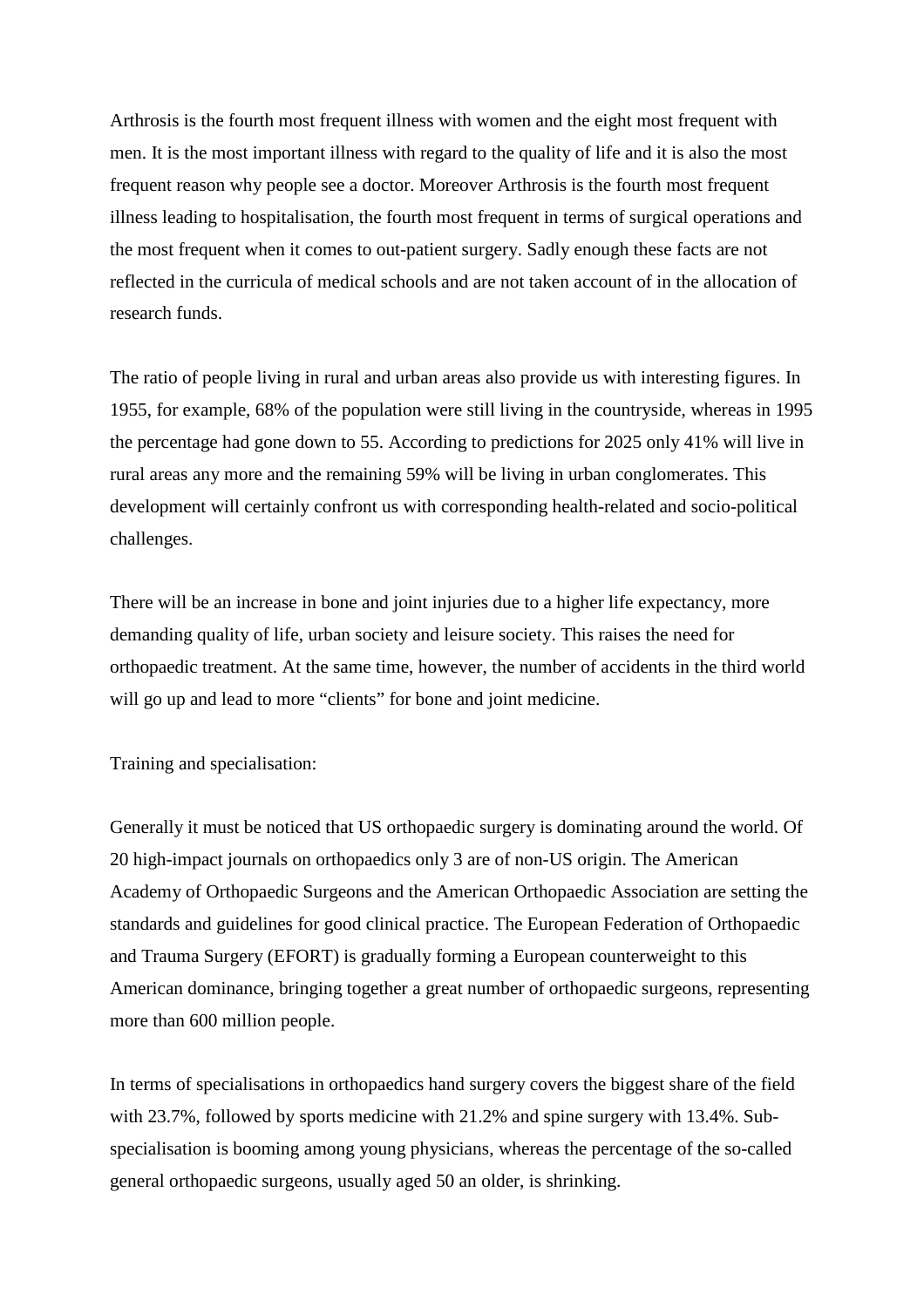Arthrosis is the fourth most frequent illness with women and the eight most frequent with men. It is the most important illness with regard to the quality of life and it is also the most frequent reason why people see a doctor. Moreover Arthrosis is the fourth most frequent illness leading to hospitalisation, the fourth most frequent in terms of surgical operations and the most frequent when it comes to out-patient surgery. Sadly enough these facts are not reflected in the curricula of medical schools and are not taken account of in the allocation of research funds.

The ratio of people living in rural and urban areas also provide us with interesting figures. In 1955, for example, 68% of the population were still living in the countryside, whereas in 1995 the percentage had gone down to 55. According to predictions for 2025 only 41% will live in rural areas any more and the remaining 59% will be living in urban conglomerates. This development will certainly confront us with corresponding health-related and socio-political challenges.

There will be an increase in bone and joint injuries due to a higher life expectancy, more demanding quality of life, urban society and leisure society. This raises the need for orthopaedic treatment. At the same time, however, the number of accidents in the third world will go up and lead to more "clients" for bone and joint medicine.

Training and specialisation:

Generally it must be noticed that US orthopaedic surgery is dominating around the world. Of 20 high-impact journals on orthopaedics only 3 are of non-US origin. The American Academy of Orthopaedic Surgeons and the American Orthopaedic Association are setting the standards and guidelines for good clinical practice. The European Federation of Orthopaedic and Trauma Surgery (EFORT) is gradually forming a European counterweight to this American dominance, bringing together a great number of orthopaedic surgeons, representing more than 600 million people.

In terms of specialisations in orthopaedics hand surgery covers the biggest share of the field with 23.7%, followed by sports medicine with 21.2% and spine surgery with 13.4%. Sub-specialisation is booming among young physicians, whereas the percentage of the so-called general orthopaedic surgeons, usually aged 50 an older, is shrinking.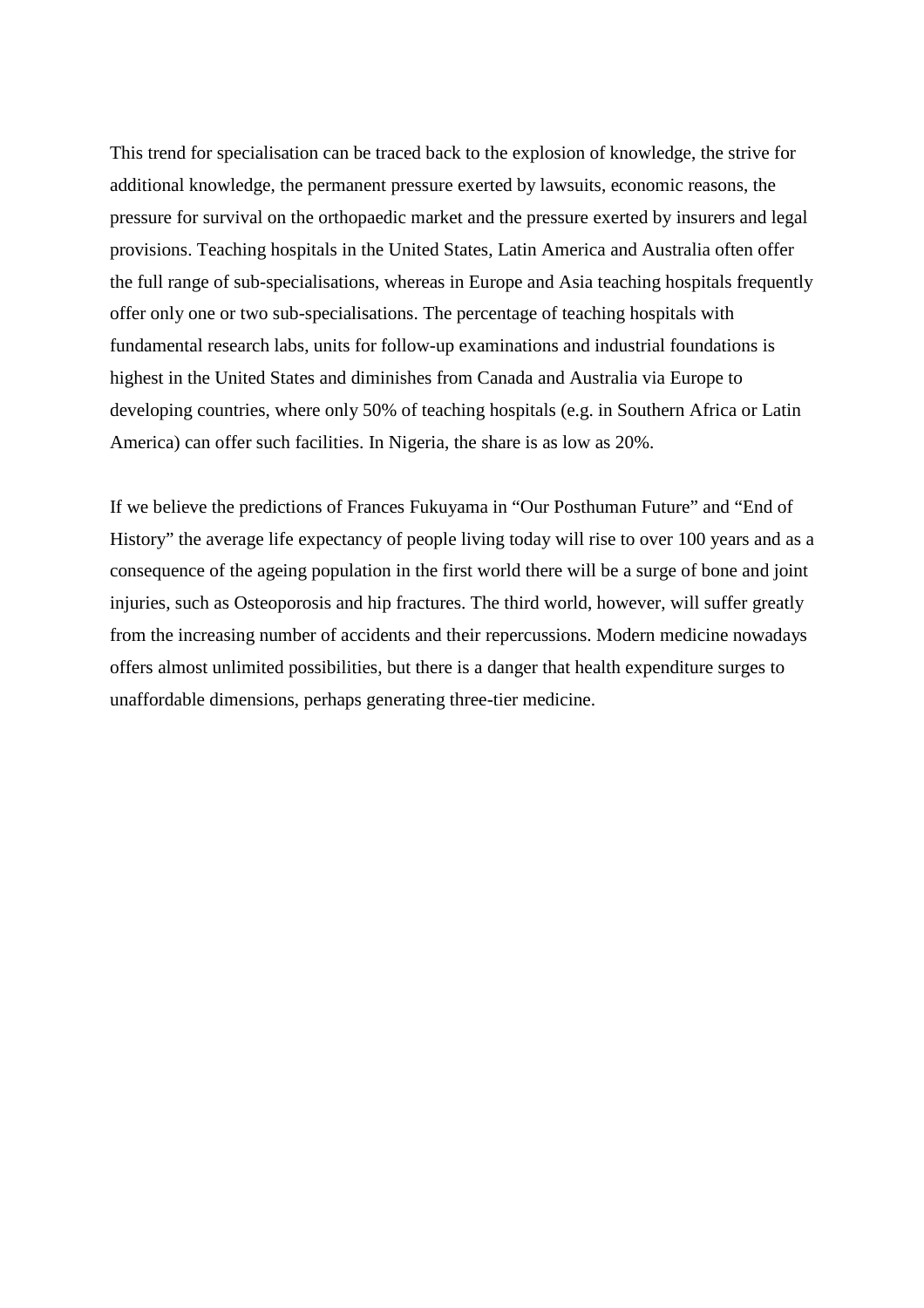This trend for specialisation can be traced back to the explosion of knowledge, the strive for additional knowledge, the permanent pressure exerted by lawsuits, economic reasons, the pressure for survival on the orthopaedic market and the pressure exerted by insurers and legal provisions. Teaching hospitals in the United States, Latin America and Australia often offer the full range of sub-specialisations, whereas in Europe and Asia teaching hospitals frequently offer only one or two sub-specialisations. The percentage of teaching hospitals with fundamental research labs, units for follow-up examinations and industrial foundations is highest in the United States and diminishes from Canada and Australia via Europe to developing countries, where only 50% of teaching hospitals (e.g. in Southern Africa or Latin America) can offer such facilities. In Nigeria, the share is as low as 20%.

If we believe the predictions of Frances Fukuyama in "Our Posthuman Future" and "End of History" the average life expectancy of people living today will rise to over 100 years and as a consequence of the ageing population in the first world there will be a surge of bone and joint injuries, such as Osteoporosis and hip fractures. The third world, however, will suffer greatly from the increasing number of accidents and their repercussions. Modern medicine nowadays offers almost unlimited possibilities, but there is a danger that health expenditure surges to unaffordable dimensions, perhaps generating three-tier medicine.